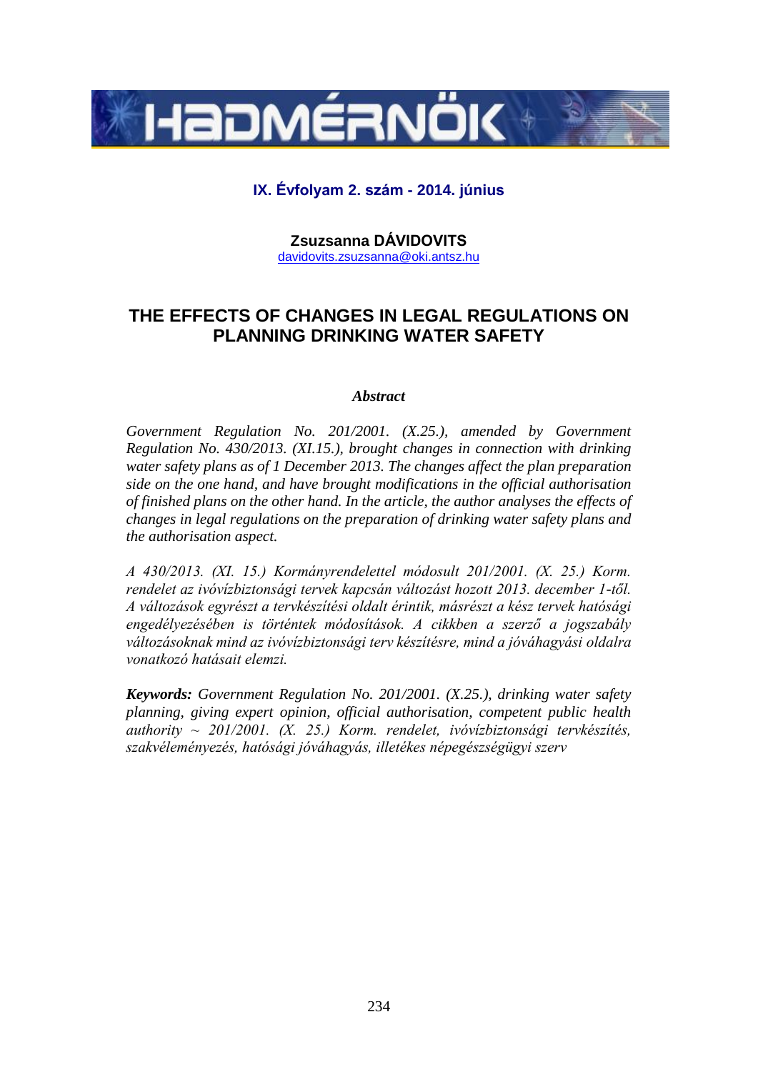**IX. Évfolyam 2. szám - 2014. június**

**Zsuzsanna DÁVIDOVITS**
davidovits.zsuzsanna@oki.antsz.hu

# THE EFFECTS OF CHANGES IN LEGAL REGULATIONS ON PLANNING DRINKING WATER SAFETY

***Abstract***

*Government Regulation No. 201/2001. (X.25.), amended by Government Regulation No. 430/2013. (XI.15.), brought changes in connection with drinking water safety plans as of 1 December 2013. The changes affect the plan preparation side on the one hand, and have brought modifications in the official authorisation of finished plans on the other hand. In the article, the author analyses the effects of changes in legal regulations on the preparation of drinking water safety plans and the authorisation aspect.*

*A 430/2013. (XI. 15.) Kormányrendelettel módosult 201/2001. (X. 25.) Korm. rendelet az ivóvízbiztonsági tervek kapcsán változást hozott 2013. december 1-től. A változások egyrészt a tervkészítési oldalt érintik, másrészt a kész tervek hatósági engedélyezésében is történtek módosítások. A cikkben a szerző a jogszabály változásoknak mind az ivóvízbiztonsági terv készítésre, mind a jóváhagyási oldalra vonatkozó hatásait elemzi.*

***Keywords:*** *Government Regulation No. 201/2001. (X.25.), drinking water safety planning, giving expert opinion, official authorisation, competent public health authority ~ 201/2001. (X. 25.) Korm. rendelet, ivóvízbiztonsági tervkészítés, szakvéleményezés, hatósági jóváhagyás, illetékes népegészségügyi szerv*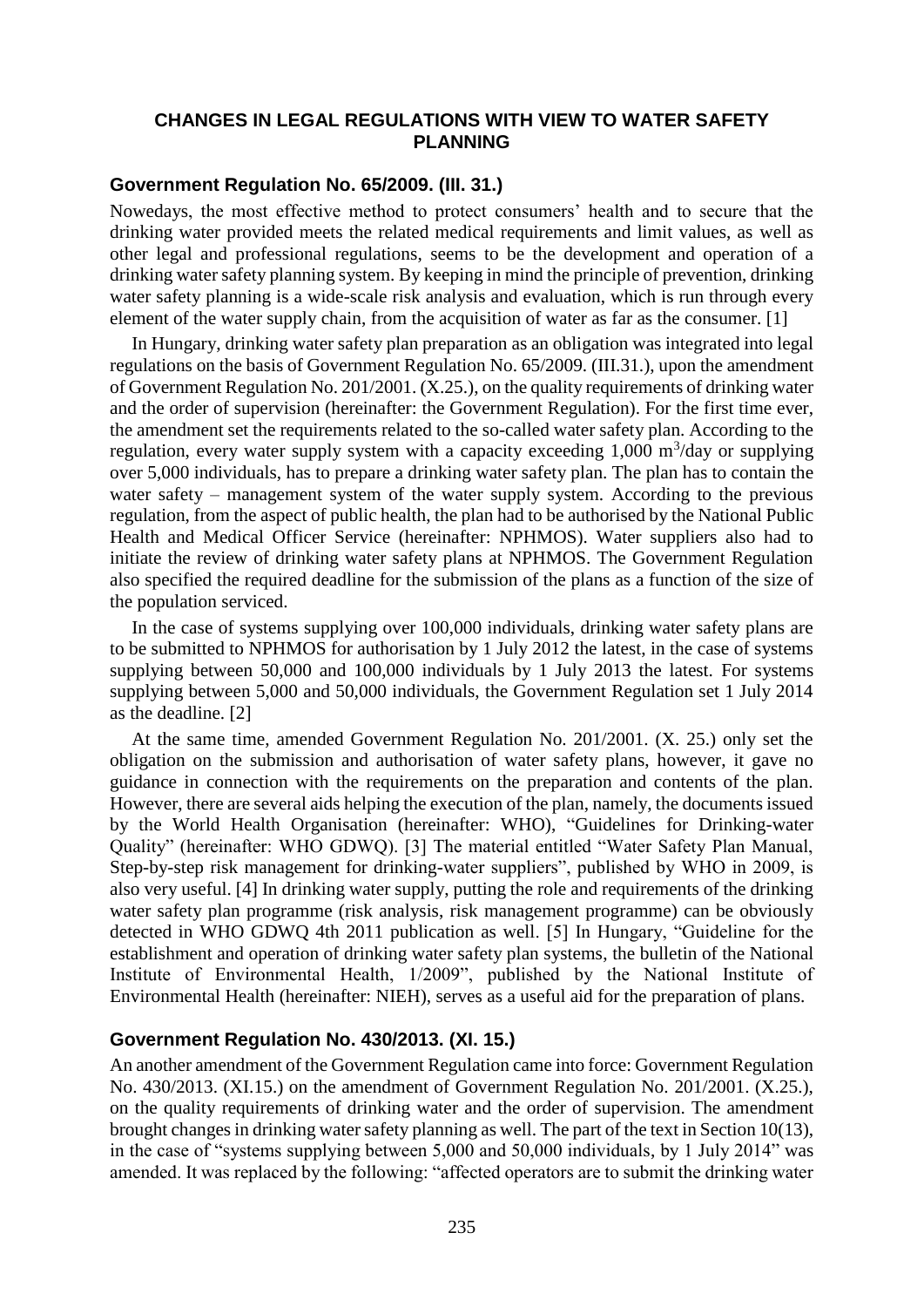## CHANGES IN LEGAL REGULATIONS WITH VIEW TO WATER SAFETY PLANNING

### Government Regulation No. 65/2009. (III. 31.)

Nowedays, the most effective method to protect consumers' health and to secure that the drinking water provided meets the related medical requirements and limit values, as well as other legal and professional regulations, seems to be the development and operation of a drinking water safety planning system. By keeping in mind the principle of prevention, drinking water safety planning is a wide-scale risk analysis and evaluation, which is run through every element of the water supply chain, from the acquisition of water as far as the consumer. [1]

In Hungary, drinking water safety plan preparation as an obligation was integrated into legal regulations on the basis of Government Regulation No. 65/2009. (III.31.), upon the amendment of Government Regulation No. 201/2001. (X.25.), on the quality requirements of drinking water and the order of supervision (hereinafter: the Government Regulation). For the first time ever, the amendment set the requirements related to the so-called water safety plan. According to the regulation, every water supply system with a capacity exceeding 1,000 $m^3$/day or supplying over 5,000 individuals, has to prepare a drinking water safety plan. The plan has to contain the water safety – management system of the water supply system. According to the previous regulation, from the aspect of public health, the plan had to be authorised by the National Public Health and Medical Officer Service (hereinafter: NPHMOS). Water suppliers also had to initiate the review of drinking water safety plans at NPHMOS. The Government Regulation also specified the required deadline for the submission of the plans as a function of the size of the population serviced.

In the case of systems supplying over 100,000 individuals, drinking water safety plans are to be submitted to NPHMOS for authorisation by 1 July 2012 the latest, in the case of systems supplying between 50,000 and 100,000 individuals by 1 July 2013 the latest. For systems supplying between 5,000 and 50,000 individuals, the Government Regulation set 1 July 2014 as the deadline. [2]

At the same time, amended Government Regulation No. 201/2001. (X. 25.) only set the obligation on the submission and authorisation of water safety plans, however, it gave no guidance in connection with the requirements on the preparation and contents of the plan. However, there are several aids helping the execution of the plan, namely, the documents issued by the World Health Organisation (hereinafter: WHO), "Guidelines for Drinking-water Quality" (hereinafter: WHO GDWQ). [3] The material entitled "Water Safety Plan Manual, Step-by-step risk management for drinking-water suppliers", published by WHO in 2009, is also very useful. [4] In drinking water supply, putting the role and requirements of the drinking water safety plan programme (risk analysis, risk management programme) can be obviously detected in WHO GDWQ 4th 2011 publication as well. [5] In Hungary, "Guideline for the establishment and operation of drinking water safety plan systems, the bulletin of the National Institute of Environmental Health, 1/2009", published by the National Institute of Environmental Health (hereinafter: NIEH), serves as a useful aid for the preparation of plans.

### Government Regulation No. 430/2013. (XI. 15.)

An another amendment of the Government Regulation came into force: Government Regulation No. 430/2013. (XI.15.) on the amendment of Government Regulation No. 201/2001. (X.25.), on the quality requirements of drinking water and the order of supervision. The amendment brought changes in drinking water safety planning as well. The part of the text in Section 10(13), in the case of "systems supplying between 5,000 and 50,000 individuals, by 1 July 2014" was amended. It was replaced by the following: "affected operators are to submit the drinking water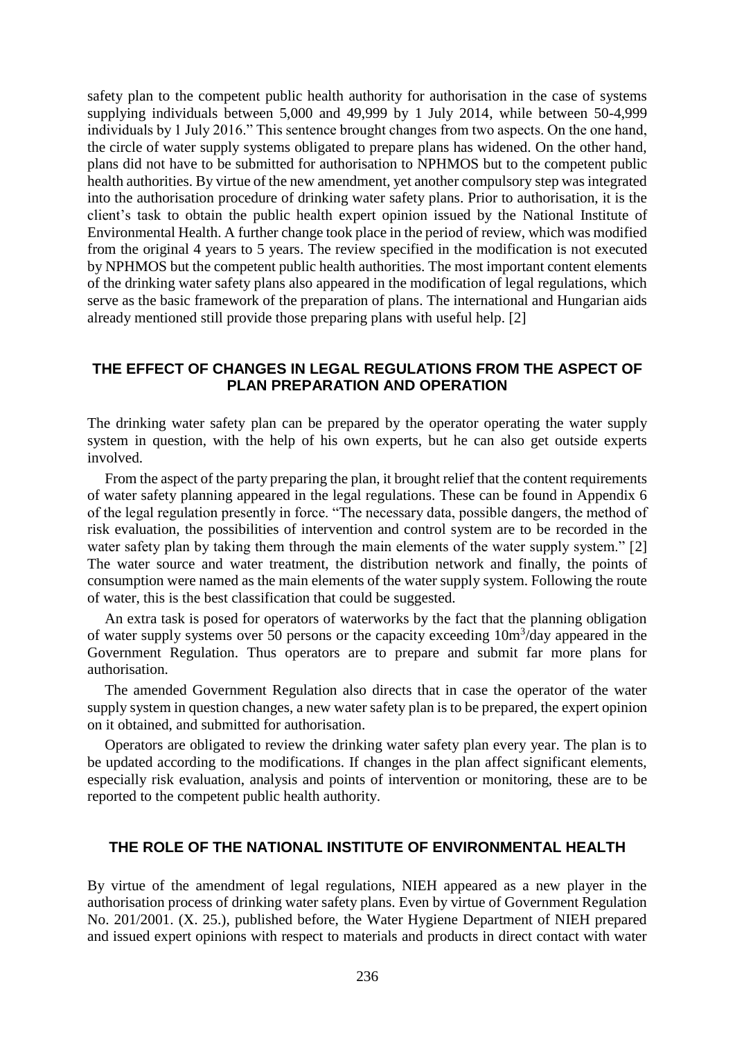safety plan to the competent public health authority for authorisation in the case of systems supplying individuals between 5,000 and 49,999 by 1 July 2014, while between 50-4,999 individuals by 1 July 2016." This sentence brought changes from two aspects. On the one hand, the circle of water supply systems obligated to prepare plans has widened. On the other hand, plans did not have to be submitted for authorisation to NPHMOS but to the competent public health authorities. By virtue of the new amendment, yet another compulsory step was integrated into the authorisation procedure of drinking water safety plans. Prior to authorisation, it is the client's task to obtain the public health expert opinion issued by the National Institute of Environmental Health. A further change took place in the period of review, which was modified from the original 4 years to 5 years. The review specified in the modification is not executed by NPHMOS but the competent public health authorities. The most important content elements of the drinking water safety plans also appeared in the modification of legal regulations, which serve as the basic framework of the preparation of plans. The international and Hungarian aids already mentioned still provide those preparing plans with useful help. [2]

## THE EFFECT OF CHANGES IN LEGAL REGULATIONS FROM THE ASPECT OF PLAN PREPARATION AND OPERATION

The drinking water safety plan can be prepared by the operator operating the water supply system in question, with the help of his own experts, but he can also get outside experts involved.

From the aspect of the party preparing the plan, it brought relief that the content requirements of water safety planning appeared in the legal regulations. These can be found in Appendix 6 of the legal regulation presently in force. "The necessary data, possible dangers, the method of risk evaluation, the possibilities of intervention and control system are to be recorded in the water safety plan by taking them through the main elements of the water supply system." [2] The water source and water treatment, the distribution network and finally, the points of consumption were named as the main elements of the water supply system. Following the route of water, this is the best classification that could be suggested.

An extra task is posed for operators of waterworks by the fact that the planning obligation of water supply systems over 50 persons or the capacity exceeding $10m^3$/day appeared in the Government Regulation. Thus operators are to prepare and submit far more plans for authorisation.

The amended Government Regulation also directs that in case the operator of the water supply system in question changes, a new water safety plan is to be prepared, the expert opinion on it obtained, and submitted for authorisation.

Operators are obligated to review the drinking water safety plan every year. The plan is to be updated according to the modifications. If changes in the plan affect significant elements, especially risk evaluation, analysis and points of intervention or monitoring, these are to be reported to the competent public health authority.

## THE ROLE OF THE NATIONAL INSTITUTE OF ENVIRONMENTAL HEALTH

By virtue of the amendment of legal regulations, NIEH appeared as a new player in the authorisation process of drinking water safety plans. Even by virtue of Government Regulation No. 201/2001. (X. 25.), published before, the Water Hygiene Department of NIEH prepared and issued expert opinions with respect to materials and products in direct contact with water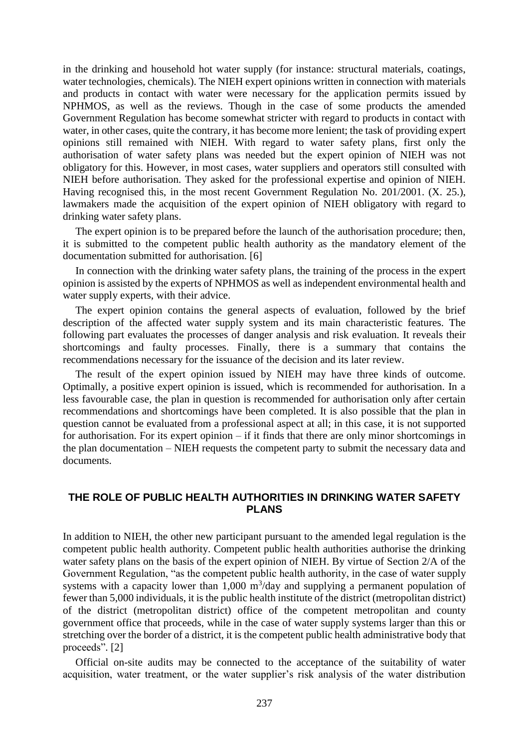in the drinking and household hot water supply (for instance: structural materials, coatings, water technologies, chemicals). The NIEH expert opinions written in connection with materials and products in contact with water were necessary for the application permits issued by NPHMOS, as well as the reviews. Though in the case of some products the amended Government Regulation has become somewhat stricter with regard to products in contact with water, in other cases, quite the contrary, it has become more lenient; the task of providing expert opinions still remained with NIEH. With regard to water safety plans, first only the authorisation of water safety plans was needed but the expert opinion of NIEH was not obligatory for this. However, in most cases, water suppliers and operators still consulted with NIEH before authorisation. They asked for the professional expertise and opinion of NIEH. Having recognised this, in the most recent Government Regulation No. 201/2001. (X. 25.), lawmakers made the acquisition of the expert opinion of NIEH obligatory with regard to drinking water safety plans.

The expert opinion is to be prepared before the launch of the authorisation procedure; then, it is submitted to the competent public health authority as the mandatory element of the documentation submitted for authorisation. [6]

In connection with the drinking water safety plans, the training of the process in the expert opinion is assisted by the experts of NPHMOS as well as independent environmental health and water supply experts, with their advice.

The expert opinion contains the general aspects of evaluation, followed by the brief description of the affected water supply system and its main characteristic features. The following part evaluates the processes of danger analysis and risk evaluation. It reveals their shortcomings and faulty processes. Finally, there is a summary that contains the recommendations necessary for the issuance of the decision and its later review.

The result of the expert opinion issued by NIEH may have three kinds of outcome. Optimally, a positive expert opinion is issued, which is recommended for authorisation. In a less favourable case, the plan in question is recommended for authorisation only after certain recommendations and shortcomings have been completed. It is also possible that the plan in question cannot be evaluated from a professional aspect at all; in this case, it is not supported for authorisation. For its expert opinion – if it finds that there are only minor shortcomings in the plan documentation – NIEH requests the competent party to submit the necessary data and documents.

## THE ROLE OF PUBLIC HEALTH AUTHORITIES IN DRINKING WATER SAFETY PLANS

In addition to NIEH, the other new participant pursuant to the amended legal regulation is the competent public health authority. Competent public health authorities authorise the drinking water safety plans on the basis of the expert opinion of NIEH. By virtue of Section 2/A of the Government Regulation, "as the competent public health authority, in the case of water supply systems with a capacity lower than 1,000 $m^3$/day and supplying a permanent population of fewer than 5,000 individuals, it is the public health institute of the district (metropolitan district) of the district (metropolitan district) office of the competent metropolitan and county government office that proceeds, while in the case of water supply systems larger than this or stretching over the border of a district, it is the competent public health administrative body that proceeds". [2]

Official on-site audits may be connected to the acceptance of the suitability of water acquisition, water treatment, or the water supplier's risk analysis of the water distribution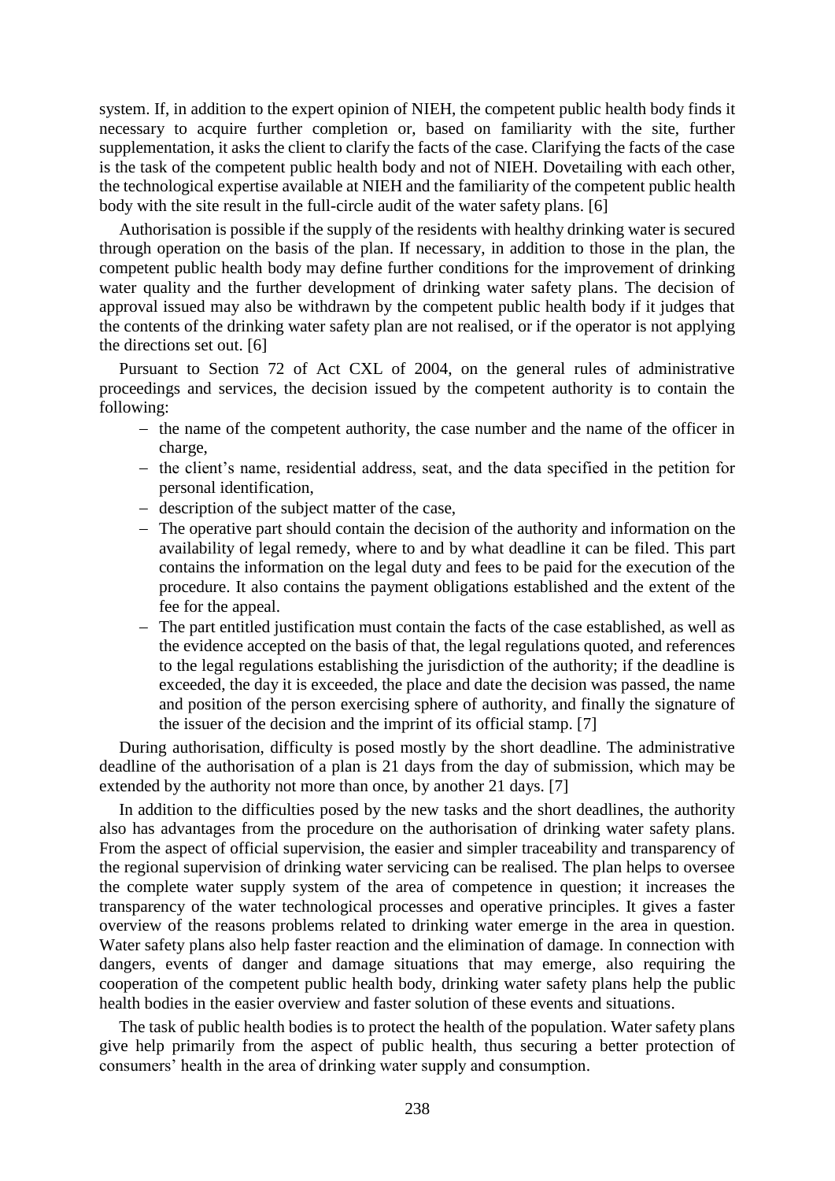system. If, in addition to the expert opinion of NIEH, the competent public health body finds it necessary to acquire further completion or, based on familiarity with the site, further supplementation, it asks the client to clarify the facts of the case. Clarifying the facts of the case is the task of the competent public health body and not of NIEH. Dovetailing with each other, the technological expertise available at NIEH and the familiarity of the competent public health body with the site result in the full-circle audit of the water safety plans. [6]

Authorisation is possible if the supply of the residents with healthy drinking water is secured through operation on the basis of the plan. If necessary, in addition to those in the plan, the competent public health body may define further conditions for the improvement of drinking water quality and the further development of drinking water safety plans. The decision of approval issued may also be withdrawn by the competent public health body if it judges that the contents of the drinking water safety plan are not realised, or if the operator is not applying the directions set out. [6]

Pursuant to Section 72 of Act CXL of 2004, on the general rules of administrative proceedings and services, the decision issued by the competent authority is to contain the following:

- the name of the competent authority, the case number and the name of the officer in charge,
- the client's name, residential address, seat, and the data specified in the petition for personal identification,
- description of the subject matter of the case,
- The operative part should contain the decision of the authority and information on the availability of legal remedy, where to and by what deadline it can be filed. This part contains the information on the legal duty and fees to be paid for the execution of the procedure. It also contains the payment obligations established and the extent of the fee for the appeal.
- The part entitled justification must contain the facts of the case established, as well as the evidence accepted on the basis of that, the legal regulations quoted, and references to the legal regulations establishing the jurisdiction of the authority; if the deadline is exceeded, the day it is exceeded, the place and date the decision was passed, the name and position of the person exercising sphere of authority, and finally the signature of the issuer of the decision and the imprint of its official stamp. [7]

During authorisation, difficulty is posed mostly by the short deadline. The administrative deadline of the authorisation of a plan is 21 days from the day of submission, which may be extended by the authority not more than once, by another 21 days. [7]

In addition to the difficulties posed by the new tasks and the short deadlines, the authority also has advantages from the procedure on the authorisation of drinking water safety plans. From the aspect of official supervision, the easier and simpler traceability and transparency of the regional supervision of drinking water servicing can be realised. The plan helps to oversee the complete water supply system of the area of competence in question; it increases the transparency of the water technological processes and operative principles. It gives a faster overview of the reasons problems related to drinking water emerge in the area in question. Water safety plans also help faster reaction and the elimination of damage. In connection with dangers, events of danger and damage situations that may emerge, also requiring the cooperation of the competent public health body, drinking water safety plans help the public health bodies in the easier overview and faster solution of these events and situations.

The task of public health bodies is to protect the health of the population. Water safety plans give help primarily from the aspect of public health, thus securing a better protection of consumers' health in the area of drinking water supply and consumption.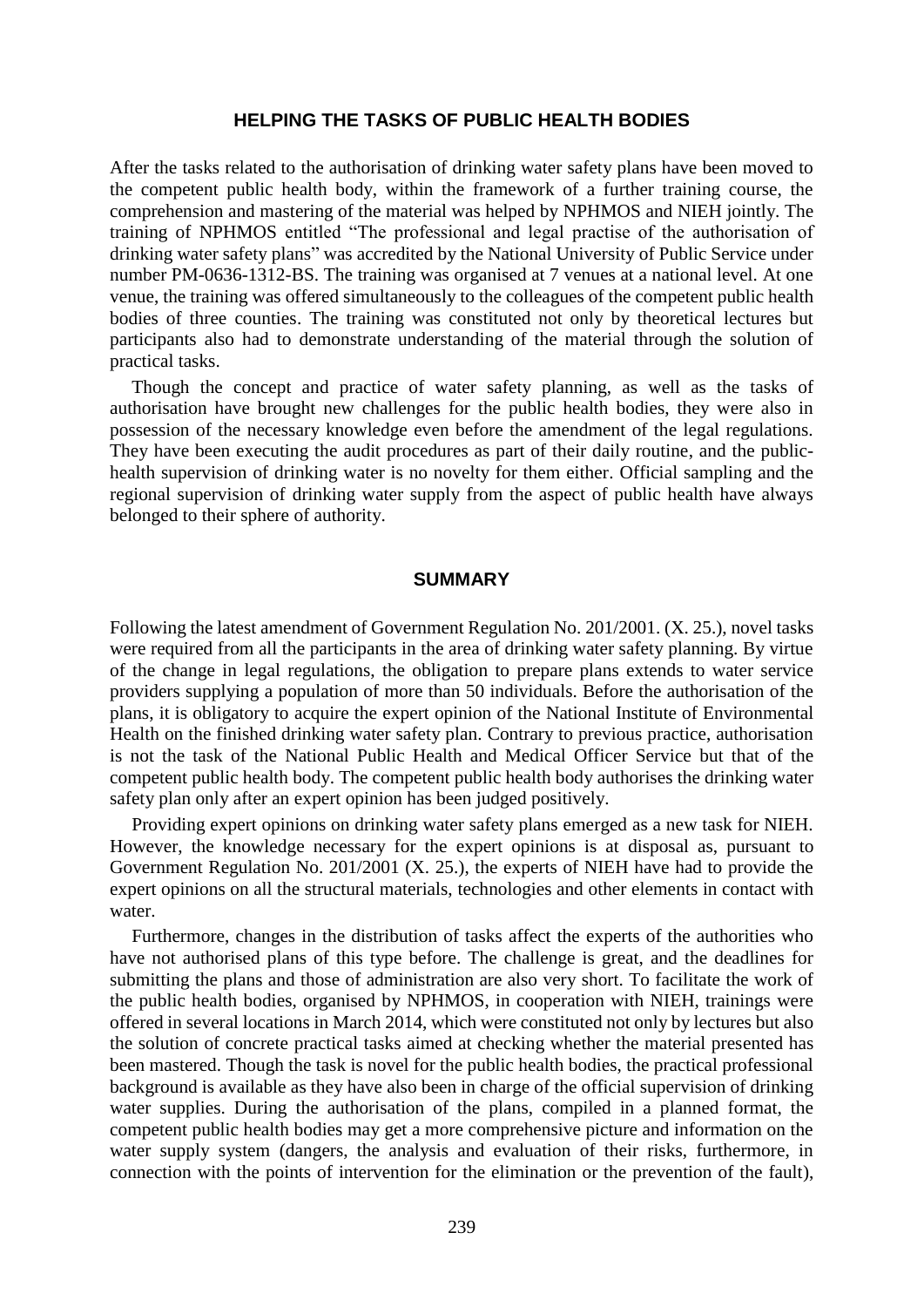## HELPING THE TASKS OF PUBLIC HEALTH BODIES

After the tasks related to the authorisation of drinking water safety plans have been moved to the competent public health body, within the framework of a further training course, the comprehension and mastering of the material was helped by NPHMOS and NIEH jointly. The training of NPHMOS entitled "The professional and legal practise of the authorisation of drinking water safety plans" was accredited by the National University of Public Service under number PM-0636-1312-BS. The training was organised at 7 venues at a national level. At one venue, the training was offered simultaneously to the colleagues of the competent public health bodies of three counties. The training was constituted not only by theoretical lectures but participants also had to demonstrate understanding of the material through the solution of practical tasks.

Though the concept and practice of water safety planning, as well as the tasks of authorisation have brought new challenges for the public health bodies, they were also in possession of the necessary knowledge even before the amendment of the legal regulations. They have been executing the audit procedures as part of their daily routine, and the public-health supervision of drinking water is no novelty for them either. Official sampling and the regional supervision of drinking water supply from the aspect of public health have always belonged to their sphere of authority.

## SUMMARY

Following the latest amendment of Government Regulation No. 201/2001. (X. 25.), novel tasks were required from all the participants in the area of drinking water safety planning. By virtue of the change in legal regulations, the obligation to prepare plans extends to water service providers supplying a population of more than 50 individuals. Before the authorisation of the plans, it is obligatory to acquire the expert opinion of the National Institute of Environmental Health on the finished drinking water safety plan. Contrary to previous practice, authorisation is not the task of the National Public Health and Medical Officer Service but that of the competent public health body. The competent public health body authorises the drinking water safety plan only after an expert opinion has been judged positively.

Providing expert opinions on drinking water safety plans emerged as a new task for NIEH. However, the knowledge necessary for the expert opinions is at disposal as, pursuant to Government Regulation No. 201/2001 (X. 25.), the experts of NIEH have had to provide the expert opinions on all the structural materials, technologies and other elements in contact with water.

Furthermore, changes in the distribution of tasks affect the experts of the authorities who have not authorised plans of this type before. The challenge is great, and the deadlines for submitting the plans and those of administration are also very short. To facilitate the work of the public health bodies, organised by NPHMOS, in cooperation with NIEH, trainings were offered in several locations in March 2014, which were constituted not only by lectures but also the solution of concrete practical tasks aimed at checking whether the material presented has been mastered. Though the task is novel for the public health bodies, the practical professional background is available as they have also been in charge of the official supervision of drinking water supplies. During the authorisation of the plans, compiled in a planned format, the competent public health bodies may get a more comprehensive picture and information on the water supply system (dangers, the analysis and evaluation of their risks, furthermore, in connection with the points of intervention for the elimination or the prevention of the fault),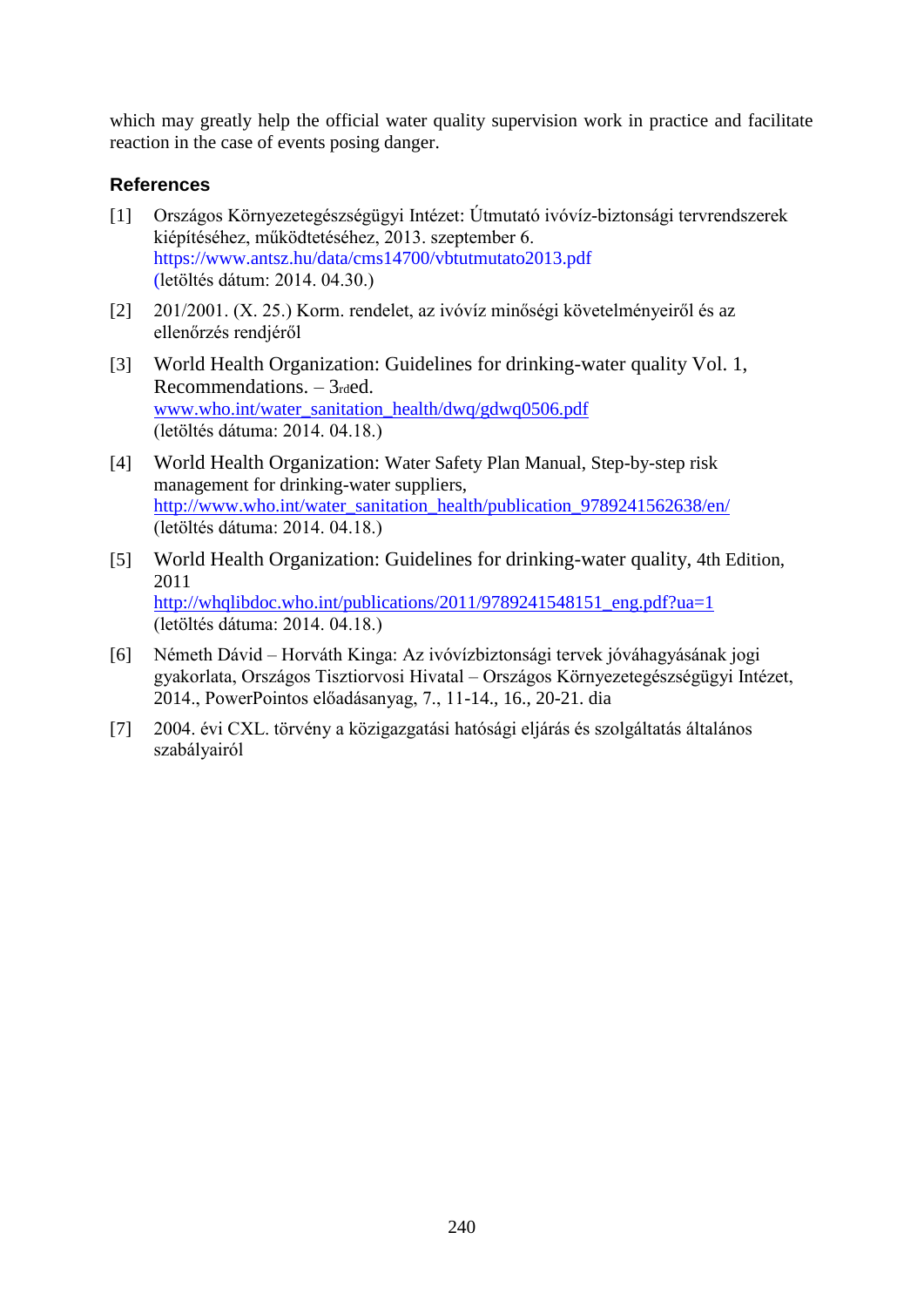which may greatly help the official water quality supervision work in practice and facilitate reaction in the case of events posing danger.

## References

[1] Országos Környezetegészségügyi Intézet: Útmutató ivóvíz-biztonsági tervrendszerek kiépítéséhez, működtetéséhez, 2013. szeptember 6. https://www.antsz.hu/data/cms14700/vbtutmutato2013.pdf (letöltés dátum: 2014. 04.30.)

[2] 201/2001. (X. 25.) Korm. rendelet, az ivóvíz minőségi követelményeiről és az ellenőrzés rendjéről

[3] World Health Organization: Guidelines for drinking-water quality Vol. 1, Recommendations. – 3rd ed. www.who.int/water_sanitation_health/dwq/gdwq0506.pdf (letöltés dátuma: 2014. 04.18.)

[4] World Health Organization: Water Safety Plan Manual, Step-by-step risk management for drinking-water suppliers, http://www.who.int/water_sanitation_health/publication_9789241562638/en/ (letöltés dátuma: 2014. 04.18.)

[5] World Health Organization: Guidelines for drinking-water quality, 4th Edition, 2011 http://whqlibdoc.who.int/publications/2011/9789241548151_eng.pdf?ua=1 (letöltés dátuma: 2014. 04.18.)

[6] Németh Dávid – Horváth Kinga: Az ivóvízbiztonsági tervek jóváhagyásának jogi gyakorlata, Országos Tisztiorvosi Hivatal – Országos Környezetegészségügyi Intézet, 2014., PowerPointos előadásanyag, 7., 11-14., 16., 20-21. dia

[7] 2004. évi CXL. törvény a közigazgatási hatósági eljárás és szolgáltatás általános szabályairól